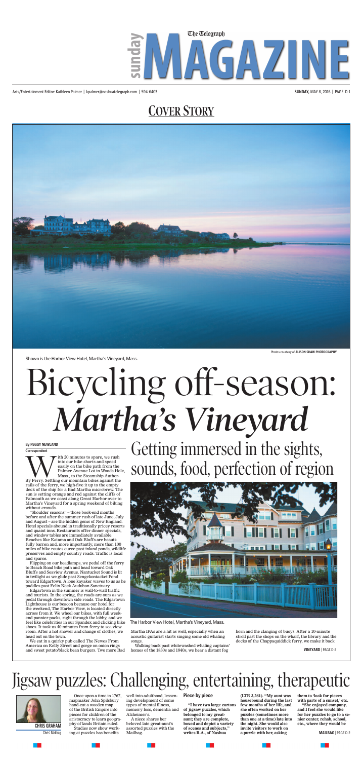# Sunday MAGAZINE

Arts/Entertainment Editor: Kathleen Palmer | kpalmer@nashuatelegraph.com | 594-6403

SUNDAY, MAY 8, 2016

## COVER STORY

Shown is the Harbor View Hotel, Martha's Vineyard, Mass.

Photos courtesy of ALISON SHAW PHOTOGRAPHY

# Bicycling off-season: *Martha's Vineyard*

## Getting immersed in the sights, sounds, food, perfection of region

By PEGGY NEWLAND
Correspondent

With 20 minutes to spare, we rush into our bike shorts and speed easily on the bike path from the Palmer Avenue Lot in Woods Hole, Mass., to the Steamship Authority Ferry. Settling our mountain bikes against the rails of the ferry, we high-five it up to the empty deck of the ship for a Bad Martha microbrew. The sun is setting orange and red against the cliffs of Falmouth as we coast along Great Harbor over to Martha's Vineyard for a spring weekend of biking without crowds.

"Shoulder seasons" – those book-end months before and after the summer rush of late June, July and August – are the hidden gems of New England. Hotel specials abound in traditionally pricey resorts and quaint inns. Restaurants offer dinner specials, and window tables are immediately available. Beaches like Katama and Oak Bluffs are beautifully barren and, more importantly, more than 100 miles of bike routes curve past inland ponds, wildlife preserves and empty country roads. Traffic is local and sparse.

Flipping on our headlamps, we pedal off the ferry to Beach Road bike path and head toward Oak Bluffs and Seaview Avenue. Nantucket Sound is lit in twilight as we glide past Sengekontacket Pond toward Edgartown. A lone kayaker waves to us as he paddles past Felix Neck Audubon Sanctuary.

Edgartown in the summer is wall-to-wall traffic and tourists. In the spring, the roads are ours as we pedal through downtown side roads. The Edgartown Lighthouse is our beacon because our hotel for the weekend, The Harbor View, is located directly across from it. We wheel our bikes, with full weekend pannier packs, right through the lobby, and we feel like celebrities in our Spandex and clicking bike shoes. It took us 40 minutes from ferry to sea view room. After a hot shower and change of clothes, we head out on the town.

We eat in a quirky pub called The Newes From America on Kelly Street and gorge on onion rings and sweet potato/black bean burgers. Two more Bad Martha IPAs are a hit as well, especially when an acoustic guitarist starts singing some old whaling songs.

Walking back past whitewashed whaling captains' homes of the 1830s and 1840s, we hear a distant fog horn and the clanging of buoys. After a 10-minute stroll past the shops on the wharf, the library and the docks of the Chappaquiddick ferry, we make it back

The Harbor View Hotel, Martha's Vineyard, Mass.

VINEYARD | PAGE D-2

# Jigsaw puzzles: Challenging, entertaining, therapeutic

CHRIS GRAHAM
Chris' Mailbag

Once upon a time in 1767, mapmaker John Spilsbury hand-cut a wooden map of the British Empire into pieces for children of the aristocracy to learn geography of lands Britain ruled.

Studies now show working at puzzles has benefits well into adulthood, lessening development of some types of mental illness, memory loss, dementia and Alzheimer's.

A niece shares her beloved late great-aunt's assorted puzzles with the Mailbag.

### Piece by piece

**"I have two large cartons of jigsaw puzzles, which belonged to my great-aunt; they are complete, boxed and depict a variety of scenes and subjects," writes R.A., of Nashua (LTR 3,261). "My aunt was housebound during the last few months of her life, and she often worked on her puzzles (sometimes more than one at a time) late into the night. She would also invite visitors to work on a puzzle with her, asking them to 'look for pieces with parts of a sunset,' etc.**

**"She enjoyed company, and I feel she would like for her puzzles to go to a senior center, rehab, school, etc., where they would be**

MAILBAG | PAGE D-2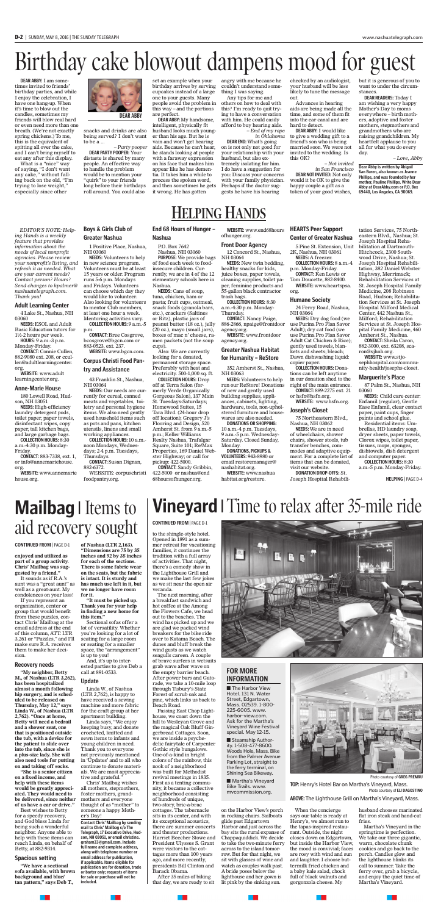# Birthday cake blowout dampens mood for guest

**DEAR ABBY:** I am sometimes invited to friends' birthday parties, and while I enjoy the celebration, I have one hang-up. When it's time to blow out the candles, sometimes my friends will blow real hard or even need more than one breath. (We're not exactly spring chickens.) To me, this is the equivalent of spitting all over the cake, and I can't bring myself to eat any after this display.

What is a "nice" way of saying, "I don't want any cake," without falling back on the old, "I'm trying to lose weight," especially since other snacks and drinks are also being served? I don't want to be a ...

*– Party pooper*

**DEAR PARTY POOPER:** Your distaste is shared by many people. An effective way to handle the problem would be to mention your "quirk" to your friends long before their birthdays roll around. You could also set an example when your birthday arrives by serving cupcakes instead of a large one to your guests. Many people avoid the problem in this way – and the portions are perfect.

**DEAR ABBY:** My handsome, intelligent, physically fit husband looks much younger than his age. But he is vain and won't get hearing aids. Because he can't hear, he stands looking at people with a faraway expression on his face that makes him appear like he has dementia. It takes him a while to process the spoken word, and then sometimes he gets it wrong. He has gotten angry with me because he couldn't understand something I was saying.

Any tips for me and others on how to deal with this? I'm ready to quit trying to have a conversation with him. He could easily afford to buy hearing aids.

*– End of my rope in Oklahoma*

**DEAR END:** What's going on is not only not good for your relationship with your husband, but also extremely isolating for him. I do have a suggestion for you: Discuss your concerns with your family physician. Perhaps if the doctor suggests he have his hearing checked by an audiologist, your husband will be less likely to tune the message out.

Advances in hearing aids are being made all the time, and some of them fit into the ear canal and are hard to detect.

**DEAR ABBY:** I would like to give a wedding gift to a friend's son who is being married soon. We were not invited to the wedding. Is this OK?

*– Not invited in San Francisco*

**DEAR NOT INVITED:** Not only would it be OK to give the happy couple a gift as a token of your good wishes, but it is generous of you to want to under the circumstances.

**DEAR READERS:** Today I am wishing a very happy Mother's Day to moms everywhere – birth mothers, adoptive and foster mothers, stepmothers and grandmothers who are raising grandchildren. My heartfelt applause to you all for what you do every day.

*– Love, Abby*

**Dear Abby is written by Abigail Van Buren, also known as Jeanne Phillips, and was founded by her mother, Pauline Phillips. Write Dear Abby at DearAbby.com or P.O. Box 69440, Los Angeles, CA 90069.**

# HELPING HANDS

*EDITOR'S NOTE: Helping Hands is a weekly feature that provides information about the needs of local nonprofit agencies. Please review your nonprofit's listing, and refresh it as needed. What are your current needs? Contact person? Hours? Send changes to kpalmer@nashuatelegraph.com. Thank you!*

### Adult Learning Center

4 Lake St., Nashua, NH 03060

**NEEDS:** ESOL and Adult Basic Education tutors for 1½-2 hours per week.

**HOURS:** 9 a.m.-3 p.m. Monday-Friday.

**CONTACT:** Connie Cullen, 882-9080 ext. 208, or ccullen@adultlearningcenter.org.

**WEBSITE:** www.adultlearningcenter.org.

### Anne-Marie House

180 Lowell Road, Hudson, NH 03051

**NEEDS:** High-efficiency laundry detergent pods, toilet paper, paper towels, disinfectant wipes, copy paper, tall kitchen bags, and large garbage bags.

**COLLECTION HOURS:** 8:30 a.m.-4:30 p.m. Monday-Friday.

**CONTACT:** 883-7338, ext. 1, or info@annemariehouse.org.

**WEBSITE:** www.annemariehouse.org.

### Boys & Girls Club of Greater Nashua

1 Positive Place, Nashua, NH 03060

**NEEDS:** Volunteers to help in new science program. Volunteers must be at least 15 years or older. Program runs 5-6 p.m. Mondays and Fridays. Volunteers can choose which day they would like to volunteer. Also looking for volunteers to mentor Club members, at least one hour a week. Mentoring activities vary.

**COLLECTION HOURS:** 9 a.m.-5 p.m.

**CONTACT:** Bree Cosgrove, bcosgrove@bgcn.com or 883-0523, ext. 237.

**WEBSITE:** www.bgcn.com.

### Corpus Christi Food Pantry and Assistance

43 Franklin St., Nashua, NH 03064

**NEEDS:** Our needs are currently for cereal, canned meats and vegetables, toiletry and personal hygiene items. We also need gently used household items such as pots and pans, kitchen utensils, linens and small working appliances.

**COLLECTION HOURS:** 10 a.m.-noon Mondays, Wednesdays; 2-4 p.m. Tuesdays, Thursdays.

**CONTACT:** Susan Dignan, 882-6372.

WEBSITE: corpuschristifoodpantry.org.

### End 68 Hours of Hunger – Nashua

P.O. Box 7642
Nashua, NH 03060

**PURPOSE:** We provide bags of food each week to food-insecure children. Currently, we are in 4 of the 12 elementary schools here in Nashua.

**NEEDS:** Cans of soup, tuna, chicken, ham or pasta; fruit cups, oatmeal, snack foods (granola bars, etc.), crackers (Saltines or Ritz), plastic jars of peanut butter (18 oz.), jelly (20 oz.), mayo (small jars), boxes of mac n' cheese, ramen packets (not the soup cups).

Also: We are currently looking for a donated, permanent storage space. Preferably with heat and electricity. 500-1,000 sq. ft.

**COLLECTION HOURS:** Drop off at Terra Salon (formerly Verde Organically Gorgeous Salon), 137 Main St. Tuesdays-Saturdays; Homewood Suites, 15 Tara Blvd. (24-hour drop off location); Gregory J's Flooring and Design, 520 Amherst St. from 9 a.m.-5 p.m.; Keller Williams Realty Nashua, Trafalgar Square, Suite 101; Re/Max Properties, 169 Daniel Webster Highway; or call for pickup: 422-5000.

**CONTACT:** Sandy Gribbin, 422-5000 or nashua@end68hoursofhunger.org.

**WEBSITE:** www.end68hoursofhunger.org.

### Front Door Agency

12 Concord St., Nashua, NH 03064

**NEEDS:** New twin bedding, healthy snacks for kids, juice boxes, paper towels, cleaning supplies, toilet paper, feminine products and 55-gallon black contractor trash bags.

**COLLECTION HOURS:** 8:30 a.m.-4:30 p.m. Monday-Thursday.

**CONTACT:** Nancy Paige, 886-2866, npaige@frontdooragency.org.

**WEBSITE:** www.frontdooragency.org.

### Greater Nashua Habitat for Humanity – ReStore

352 Amherst St., Nashua, NH 03063

**NEEDS:** Volunteers to help run our ReStore! Donations of new and gently used building supplies, appliances, cabinets, lighting, hardware, tools, non-upholstered furniture and housewares are also needed.

**DONATIONS OR SHOPPING:** 10 a.m.-4 p.m. Tuesdays, 9 a.m.-5 p.m. Wednesday-Saturday. Closed Sunday, Monday.

**DONATIONS, PICKUPS & VOLUNTEERS:** 943-8980 or email restoremanager@nashuahfat.org.

**WEBSITE:** www.nashuahabitat.org/restore.

### HEARTS Peer Support Center of Greater Nashua

5 Pine St. Extension, Unit 2K, Nashua, NH 03061

**NEEDS:** A freezer.

**COLLECTION HOURS:** 8 a.m.-4 p.m. Monday-Friday.

**CONTACT:** Ken Lewis or Tom Doucette, 882-8400.

**WEBSITE:** www.heartspsa.org.

### Humane Society

24 Ferry Road, Nashua, NH 03064

**NEEDS:** Dry dog food (we use Purina Pro Plan Savor Adult); dry cat food (we use Purina Pro Plan Savor Adult Cat Chicken & Rice); gently used towels, blankets and sheets; bleach; Dawn dishwashing liquid; copier paper.

**COLLECTION HOURS:** Donations can be left anytime in our donation shed to the right of the main entrance.

**CONTACT:** 889-2275 ext. 21 or hsfn@hsfn.org.

**WEBSITE:** www.hsfn.org.

### Joseph's Closet

75 Northeastern Blvd., Nashua, NH 03062

**NEEDS:** We are in need of wheelchairs, shower chairs, shower stools, tub transfer benches, commodes and adaptive equipment. For a complete list of items that can be donated, visit our website.

**DONATION DROP-OFFS:** St. Joseph Hospital Rehabilitation Services, 75 Northeastern Blvd., Nashua; St. Joseph Hospital Rehabilitation at Dartmouth-Hitchcock, 2300 Southwood Drive, Nashua; St. Joseph Hospital Rehabilitation, 382 Daniel Webster Highway, Merrimack; Rehabilitation Services at St. Joseph Hospital Family Medicine, 208 Robinson Road, Hudson; Rehabilitation Services at St. Joseph Hospital Milford Medical Center, 442 Nashua St., Milford; Rehabilitation Services at St. Joseph Hospital Family Medicine, 460 Amherst St., Nashua.

**CONTACT:** Sheila Caron, 882-3000, ext. 63208, scaron@sjhnh.org.

**WEBSITE:** www.stjosephhospital.com/community-health/josephs-closet.

### Marguerite's Place

87 Palm St., Nashua, NH 03060

**NEEDS:** Child care center: Enfamil (regular), Gentle Ease Enfamil, clear contact paper, paint cups, finger paints and school glue.

Residential items: Umbrellas, HD laundry soap, dryer sheets, paper towels, Clorox wipes, toilet paper, tissues, mops, sponges, dishtowels, dish detergent and computer paper.

**COLLECTION HOURS:** 8:30 a.m.-5 p.m. Monday-Friday.

**HELPING** | PAGE D-4

# Mailbag | Items to aid recovery sought

**CONTINUED FROM** | PAGE D-1

**enjoyed and utilized as part of a group activity. Chris' Mailbag was suggested by a friend."**

It sounds as if R.A.'s aunt was a "great aunt" as well as a great-aunt. My condolences on your loss!

If you represent an organization, center or group that would benefit from these puzzles, contact Chris' Mailbag at the email address at the end of this column, ATT: LTR 3,261 or "Puzzles," and I'll make sure R.A. receives them to make her decision.

### Recovery needs

**"My neighbor, Betty M., of Nashua (LTR 3,262), has been hospitalized almost a month following hip surgery, and is scheduled to be released on Thursday, May 12," says Linda W., of Nashua (LTR 2,762). "Once at home, Betty will need a bedrail and a shower seat, one that is positioned outside the tub, with a device for the patient to slide over into the tub, since she is a plus-size lady. She will also need tools for putting on and taking off socks.**

**"She is a senior citizen on a fixed income, and help with these items would be greatly appreciated. They would need to be delivered, since neither of us have a car or drive."**

Best wishes to Betty for a speedy recovery, and God bless Linda for being such a wonderful neighbor. Anyone able to help with these items can reach Linda, on behalf of Betty, at 882-9314.

### Spacious setting

**"We have a sectional sofa available, with brown background and blue/tan pattern," says Deb T., of Nashua (LTR 2,163). "Dimensions are 75 by 35 inches and 92 by 35 inches for each of the sections. There is some fabric wear on the seats, but the fabric is intact. It is sturdy and has much use left in it, but we no longer have room for it.**

**"It must be picked up. Thank you for your help in finding a new home for this item."**

Sectional sofas offer a lot of versatility. Whether you're looking for a lot of seating for a large room or seating for a smaller space, the "arrangement" is up to you!

And, it's up to interested parties to give Deb a call at 891-0533.

### Update

Linda W., of Nashua (LTR 2,762), is happy to have received a sewing machine and more fabric for the craft group at her apartment building.

Linda says, "We enjoy keeping busy, and donate crocheted, knitted and sewn items to infants and young children in need. Thank you to everyone not previously mentioned in 'Updates' and to all who continue to donate materials. We are most appreciative and grateful."

Chris' Mailbag wishes all mothers, stepmothers, foster mothers, grandmothers and everyone thought of as "mother" to someone a happy Mother's Day!

**Contact Chris' Mailbag by sending mail to Chris' Mailbag c/o The Telegraph, 17 Executive Drive, Hudson, NH 03051, or email christine.graham33@gmail.com. Include full name and complete address, along with telephone number or email address for publication, if applicable. Items eligible for publication are for donation, trade or barter only; requests of items for sale or purchase will not be included.**

# Vineyard | Time to relax after 35-mile ride

**CONTINUED FROM** | PAGE D-1

to the shingle-style hotel. Opened in 1891 as a summer retreat for vacationing families, it continues the tradition with a full array of activities. That night, there's a comedy show in the Lighthouse Grill and we make the last few jokes as we sit near the open air veranda.

The next morning, after a breakfast sandwich and hot coffee at the Among the Flowers Cafe, we head out to the beaches. The wind has picked up and we are glad we packed wind breakers for the bike ride over to Katama Beach. The dunes and bluff break the wind gusts as we watch seagulls careen. A couple of brave surfers in wetsuits grab wave after wave on the empty barrier beach. After power bars and Gatorade, we take a 10-mile loop through Tisbury's State Forest of scrub oak and pine, which links us back to Beach Road.

Passing East Chop Lighthouse, we coast down the hill to Wesleyan Grove and the magical Oak Bluff Gingerbread Cottages. Soon, we are inside a psychedelic fairytale of Carpenter Gothic style bungalows. One-of-a-kind in bright colors of the rainbow, this nook of a neighborhood was built for Methodist revival meetings in 1835. First as a tenting community, it became a collective neighborhood consisting of hundreds of unique, two-story, bric-a-brac cottages. The tabernacle sits in its center, and with its exceptional acoustics, there are summer concerts and theater productions. Harriet Beecher Stowe and President Ulysses S. Grant were visitors to the cottages more than 100 years ago, and more recently, presidents Bill Clinton and Barack Obama.

After 35 miles of biking that day, we are ready to sit on the Harbor View's porch in rocking chairs. Sailboats glide past Edgartown Harbor and just across the bay sits the rural expanse of Chappaquiddick. We decide to take the two-minute ferry across to the island tomorrow. But for that night, we sit with glasses of wine and watch as couples walk past. A bride poses below the lighthouse and her gown is lit pink by the sinking sun.

When the concierge says our table is ready at Henry's, we almost run to the tapas-inspired restaurant. Outside, the night closes down on Edgartown, but inside the Harbor View, the mood is convivial; faces are rosy with wind and sun and laughter. I choose buttermilk fried chicken and a baby kale salad, chock full of black walnuts and gorgonzola cheese. My husband chooses marinated flat iron steak and hand-cut fries.

Martha's Vineyard in the springtime is perfection. We take our three gigantic, warm, chocolate chunk cookies and go back to the porch. Candles glow and the lighthouse blinks its call to summer. Take the ferry over, grab a bicycle, and enjoy the quiet time of Martha's Vineyard.

### FOR MORE INFORMATION

- The Harbor View Hotel. 131 N. Water Street, Edgartown, Mass. 02539. 1-800-225-6005. www.harbor-view.com. Ask for the Martha's Vineyard Wine Festival special. May 12-15.
- Steamship Authority. 1-508-477-8600. Woods Hole, Mass. Bike from the Palmer Avenue Parking Lot, straight to the ferry terminal, on Shining Sea Bikeway.
- Martha's Vineyard Bike Trails. www.mvcommission.org.

Photo courtesy of **GREG PREMRU**

**TOP:** Henry's Hotel Bar on Martha's Vineyard, Mass.

Photo courtesy of **ELI DAGOSTINO**

**ABOVE:** The Lighthouse Grill on Martha's Vineyard, Mass.